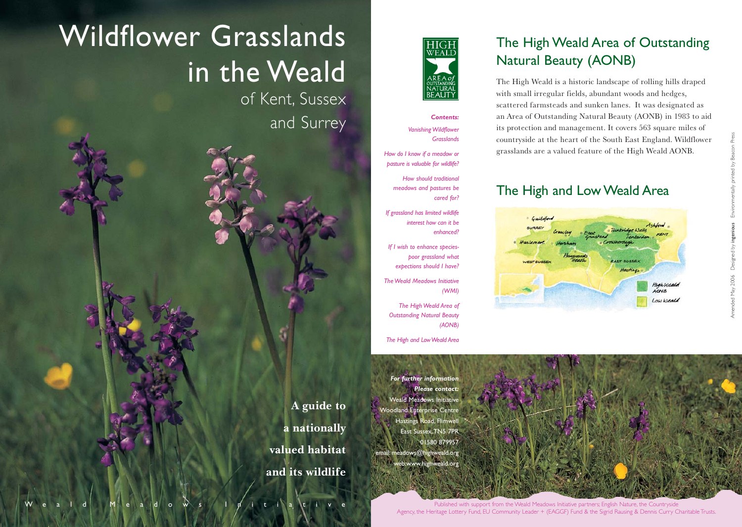# Wildflower Grasslands in the Weald

## of Kent, Sussex and Surrey

**A guide to a nationally valued habitat and its wildlife**

Weald Meadows Initiative

HIGH WEALD AREA of OUTSTANDING NATURAL BEAUTY

***Contents:***

*Vanishing Wildflower Grasslands*

*How do I know if a meadow or pasture is valuable for wildlife?*

*How should traditional meadows and pastures be cared for?*

*If grassland has limited wildlife interest how can it be enhanced?*

*If I wish to enhance species-poor grassland what expectations should I have?*

*The Weald Meadows Initiative (WMI)*

*The High Weald Area of Outstanding Natural Beauty (AONB)*

*The High and Low Weald Area*

***For further information Please contact:***

Weald Meadows Initiative
Woodland Enterprise Centre
Hastings Road, Flimwell
East Sussex, TN5 7PR
01580 879957
email: meadows@highweald.org
web: www.highweald.org

## The High Weald Area of Outstanding Natural Beauty (AONB)

The High Weald is a historic landscape of rolling hills draped with small irregular fields, abundant woods and hedges, scattered farmsteads and sunken lanes. It was designated as an Area of Outstanding Natural Beauty (AONB) in 1983 to aid its protection and management. It covers 563 square miles of countryside at the heart of the South East England. Wildflower grasslands are a valued feature of the High Weald AONB.

## The High and Low Weald Area

Guildford, Surrey, Crawley, East Grinstead, Tunbridge Wells, Ashford, Kent, Tenterden, Crowborough, Haslemere, Horsham, Haywards Heath, West Sussex, East Sussex, Hastings

High Weald AONB

Low Weald

Published with support from the Weald Meadows Initiative partners; English Nature, the Countryside Agency, the Heritage Lottery Fund, EU Community Leader + (EAGGF) Fund & the Sigrid Rausing & Dennis Curry Charitable Trusts.

Amended May 2006 Designed by ingenious Environmentally printed by Beacon Press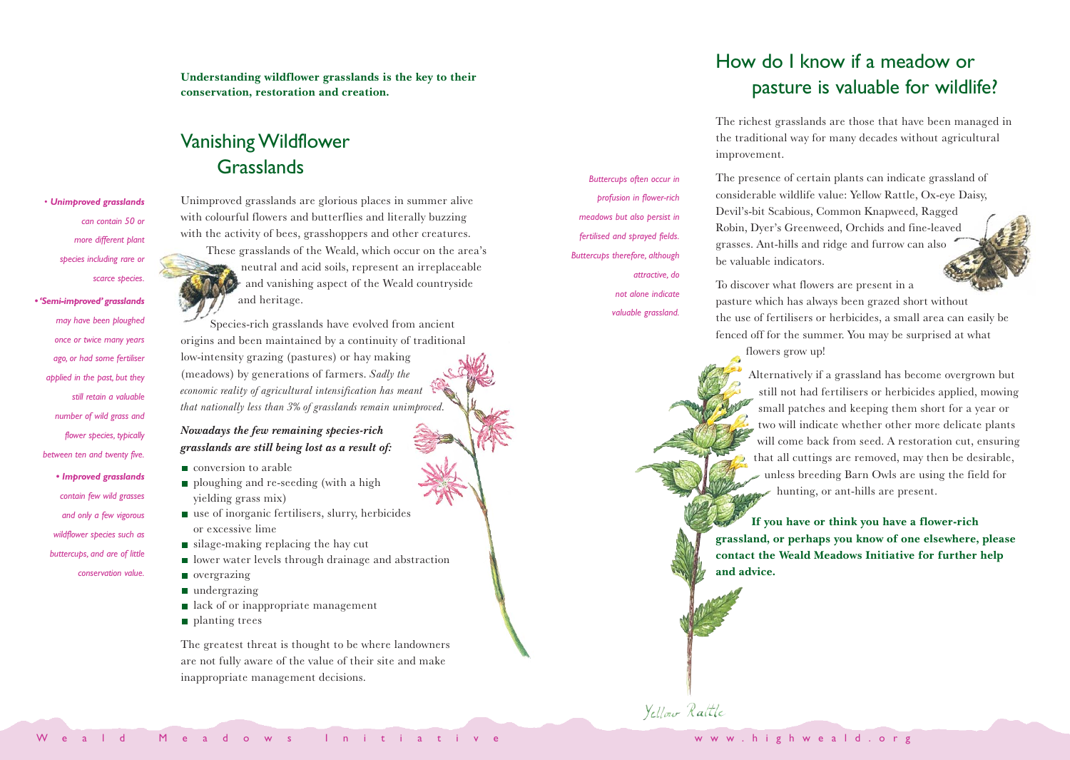**Understanding wildflower grasslands is the key to their conservation, restoration and creation.**

## Vanishing Wildflower Grasslands

*• **Unimproved grasslands** can contain 50 or more different plant species including rare or scarce species.*

*• **'Semi-improved' grasslands** may have been ploughed once or twice many years ago, or had some fertiliser applied in the past, but they still retain a valuable number of wild grass and flower species, typically between ten and twenty five.*

*• **Improved grasslands** contain few wild grasses and only a few vigorous wildflower species such as buttercups, and are of little conservation value.*

Unimproved grasslands are glorious places in summer alive with colourful flowers and butterflies and literally buzzing with the activity of bees, grasshoppers and other creatures. These grasslands of the Weald, which occur on the area's neutral and acid soils, represent an irreplaceable and vanishing aspect of the Weald countryside and heritage.

Species-rich grasslands have evolved from ancient origins and been maintained by a continuity of traditional low-intensity grazing (pastures) or hay making (meadows) by generations of farmers. *Sadly the economic reality of agricultural intensification has meant that nationally less than 3% of grasslands remain unimproved.*

***Nowadays the few remaining species-rich grasslands are still being lost as a result of:***

- conversion to arable
- ploughing and re-seeding (with a high yielding grass mix)
- use of inorganic fertilisers, slurry, herbicides or excessive lime
- silage-making replacing the hay cut
- lower water levels through drainage and abstraction
- overgrazing
- undergrazing
- lack of or inappropriate management
- planting trees

The greatest threat is thought to be where landowners are not fully aware of the value of their site and make inappropriate management decisions.

*Buttercups often occur in profusion in flower-rich meadows but also persist in fertilised and sprayed fields. Buttercups therefore, although attractive, do not alone indicate valuable grassland.*

## How do I know if a meadow or pasture is valuable for wildlife?

The richest grasslands are those that have been managed in the traditional way for many decades without agricultural improvement.

The presence of certain plants can indicate grassland of considerable wildlife value: Yellow Rattle, Ox-eye Daisy, Devil's-bit Scabious, Common Knapweed, Ragged Robin, Dyer's Greenweed, Orchids and fine-leaved grasses. Ant-hills and ridge and furrow can also be valuable indicators.

To discover what flowers are present in a pasture which has always been grazed short without the use of fertilisers or herbicides, a small area can easily be fenced off for the summer. You may be surprised at what flowers grow up!

Alternatively if a grassland has become overgrown but still not had fertilisers or herbicides applied, mowing small patches and keeping them short for a year or two will indicate whether other more delicate plants will come back from seed. A restoration cut, ensuring that all cuttings are removed, may then be desirable, unless breeding Barn Owls are using the field for hunting, or ant-hills are present.

**If you have or think you have a flower-rich grassland, or perhaps you know of one elsewhere, please contact the Weald Meadows Initiative for further help and advice.**

Yellow Rattle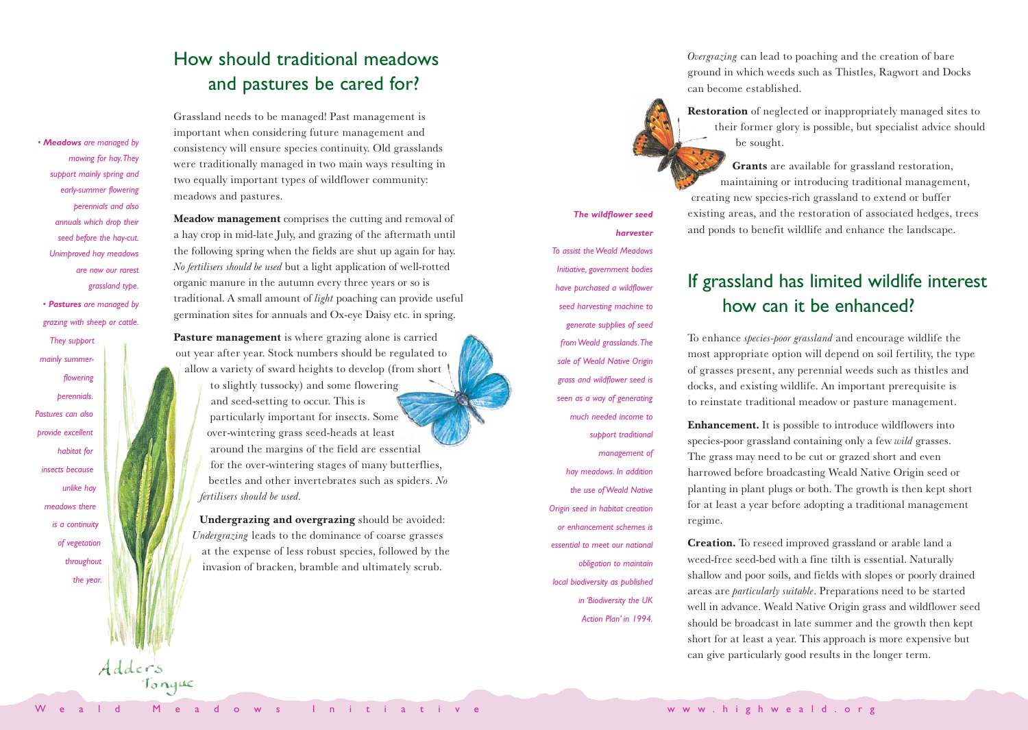## How should traditional meadows and pastures be cared for?

*• **Meadows** are managed by mowing for hay. They support mainly spring and early-summer flowering perennials and also annuals which drop their seed before the hay-cut. Unimproved hay meadows are now our rarest grassland type.*

*• **Pastures** are managed by grazing with sheep or cattle. They support mainly summer-flowering perennials. Pastures can also provide excellent habitat for insects because unlike hay meadows there is a continuity of vegetation throughout the year.*

Adders Tongue

Grassland needs to be managed! Past management is important when considering future management and consistency will ensure species continuity. Old grasslands were traditionally managed in two main ways resulting in two equally important types of wildflower community: meadows and pastures.

**Meadow management** comprises the cutting and removal of a hay crop in mid-late July, and grazing of the aftermath until the following spring when the fields are shut up again for hay. *No fertilisers should be used* but a light application of well-rotted organic manure in the autumn every three years or so is traditional. A small amount of *light* poaching can provide useful germination sites for annuals and Ox-eye Daisy etc. in spring.

**Pasture management** is where grazing alone is carried out year after year. Stock numbers should be regulated to allow a variety of sward heights to develop (from short to slightly tussocky) and some flowering and seed-setting to occur. This is particularly important for insects. Some over-wintering grass seed-heads at least around the margins of the field are essential for the over-wintering stages of many butterflies, beetles and other invertebrates such as spiders. *No fertilisers should be used.*

**Undergrazing and overgrazing** should be avoided: *Undergrazing* leads to the dominance of coarse grasses at the expense of less robust species, followed by the invasion of bracken, bramble and ultimately scrub.

*Overgrazing* can lead to poaching and the creation of bare ground in which weeds such as Thistles, Ragwort and Docks can become established.

**Restoration** of neglected or inappropriately managed sites to their former glory is possible, but specialist advice should be sought.

**Grants** are available for grassland restoration, maintaining or introducing traditional management, creating new species-rich grassland to extend or buffer existing areas, and the restoration of associated hedges, trees and ponds to benefit wildlife and enhance the landscape.

***The wildflower seed harvester***

*To assist the Weald Meadows Initiative, government bodies have purchased a wildflower seed harvesting machine to generate supplies of seed from Weald grasslands. The sale of Weald Native Origin grass and wildflower seed is seen as a way of generating much needed income to support traditional management of hay meadows. In addition the use of Weald Native Origin seed in habitat creation or enhancement schemes is essential to meet our national obligation to maintain local biodiversity as published in 'Biodiversity the UK Action Plan' in 1994.*

## If grassland has limited wildlife interest how can it be enhanced?

To enhance *species-poor grassland* and encourage wildlife the most appropriate option will depend on soil fertility, the type of grasses present, any perennial weeds such as thistles and docks, and existing wildlife. An important prerequisite is to reinstate traditional meadow or pasture management.

**Enhancement.** It is possible to introduce wildflowers into species-poor grassland containing only a few *wild* grasses. The grass may need to be cut or grazed short and even harrowed before broadcasting Weald Native Origin seed or planting in plant plugs or both. The growth is then kept short for at least a year before adopting a traditional management regime.

**Creation.** To reseed improved grassland or arable land a weed-free seed-bed with a fine tilth is essential. Naturally shallow and poor soils, and fields with slopes or poorly drained areas are *particularly suitable*. Preparations need to be started well in advance. Weald Native Origin grass and wildflower seed should be broadcast in late summer and the growth then kept short for at least a year. This approach is more expensive but can give particularly good results in the longer term.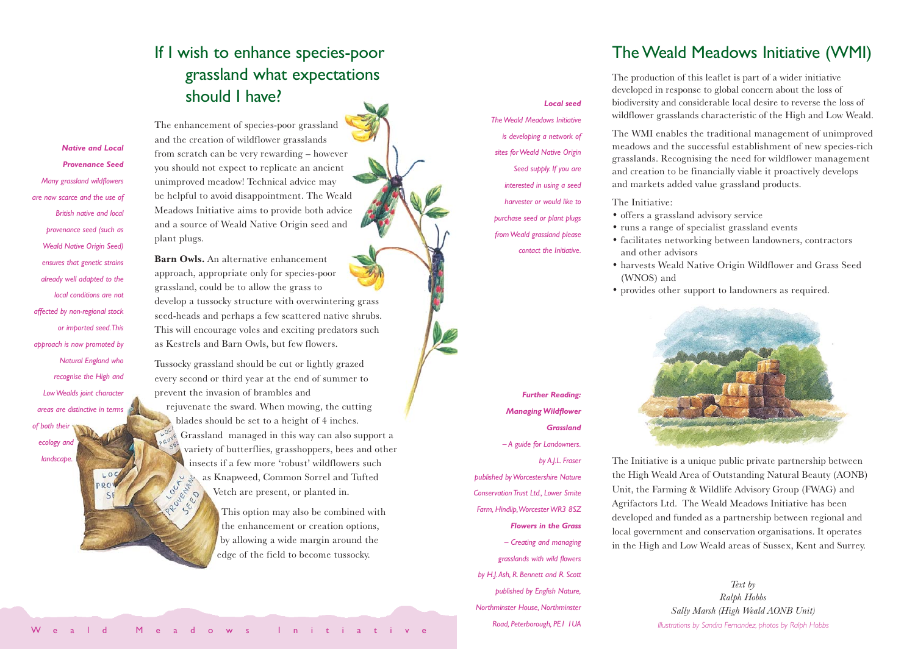# If I wish to enhance species-poor grassland what expectations should I have?

***Native and Local Provenance Seed***

*Many grassland wildflowers are now scarce and the use of British native and local provenance seed (such as Weald Native Origin Seed) ensures that genetic strains already well adapted to the local conditions are not affected by non-regional stock or imported seed. This approach is now promoted by Natural England who recognise the High and Low Wealds joint character areas are distinctive in terms of both their ecology and landscape.*

The enhancement of species-poor grassland and the creation of wildflower grasslands from scratch can be very rewarding – however you should not expect to replicate an ancient unimproved meadow! Technical advice may be helpful to avoid disappointment. The Weald Meadows Initiative aims to provide both advice and a source of Weald Native Origin seed and plant plugs.

**Barn Owls.** An alternative enhancement approach, appropriate only for species-poor grassland, could be to allow the grass to develop a tussocky structure with overwintering grass seed-heads and perhaps a few scattered native shrubs. This will encourage voles and exciting predators such as Kestrels and Barn Owls, but few flowers.

Tussocky grassland should be cut or lightly grazed every second or third year at the end of summer to prevent the invasion of brambles and rejuvenate the sward. When mowing, the cutting blades should be set to a height of 4 inches. Grassland managed in this way can also support a variety of butterflies, grasshoppers, bees and other insects if a few more 'robust' wildflowers such as Knapweed, Common Sorrel and Tufted Vetch are present, or planted in.

This option may also be combined with the enhancement or creation options, by allowing a wide margin around the edge of the field to become tussocky.

***Local seed***

*The Weald Meadows Initiative is developing a network of sites for Weald Native Origin Seed supply. If you are interested in using a seed harvester or would like to purchase seed or plant plugs from Weald grassland please contact the Initiative.*

***Further Reading:***

***Managing Wildflower Grassland***

*– A guide for Landowners. by A.J.L. Fraser published by Worcestershire Nature Conservation Trust Ltd., Lower Smite Farm, Hindlip, Worcester WR3 8SZ*

***Flowers in the Grass***

*– Creating and managing grasslands with wild flowers by H.J. Ash, R. Bennett and R. Scott published by English Nature, Northminster House, Northminster Road, Peterborough, PE1 1UA*

# The Weald Meadows Initiative (WMI)

The production of this leaflet is part of a wider initiative developed in response to global concern about the loss of biodiversity and considerable local desire to reverse the loss of wildflower grasslands characteristic of the High and Low Weald.

The WMI enables the traditional management of unimproved meadows and the successful establishment of new species-rich grasslands. Recognising the need for wildflower management and creation to be financially viable it proactively develops and markets added value grassland products.

The Initiative:

- offers a grassland advisory service
- runs a range of specialist grassland events
- facilitates networking between landowners, contractors and other advisors
- harvests Weald Native Origin Wildflower and Grass Seed (WNOS) and
- provides other support to landowners as required.

The Initiative is a unique public private partnership between the High Weald Area of Outstanding Natural Beauty (AONB) Unit, the Farming & Wildlife Advisory Group (FWAG) and Agrifactors Ltd. The Weald Meadows Initiative has been developed and funded as a partnership between regional and local government and conservation organisations. It operates in the High and Low Weald areas of Sussex, Kent and Surrey.

*Text by*
*Ralph Hobbs*
*Sally Marsh (High Weald AONB Unit)*
*Illustrations by Sandra Fernandez, photos by Ralph Hobbs*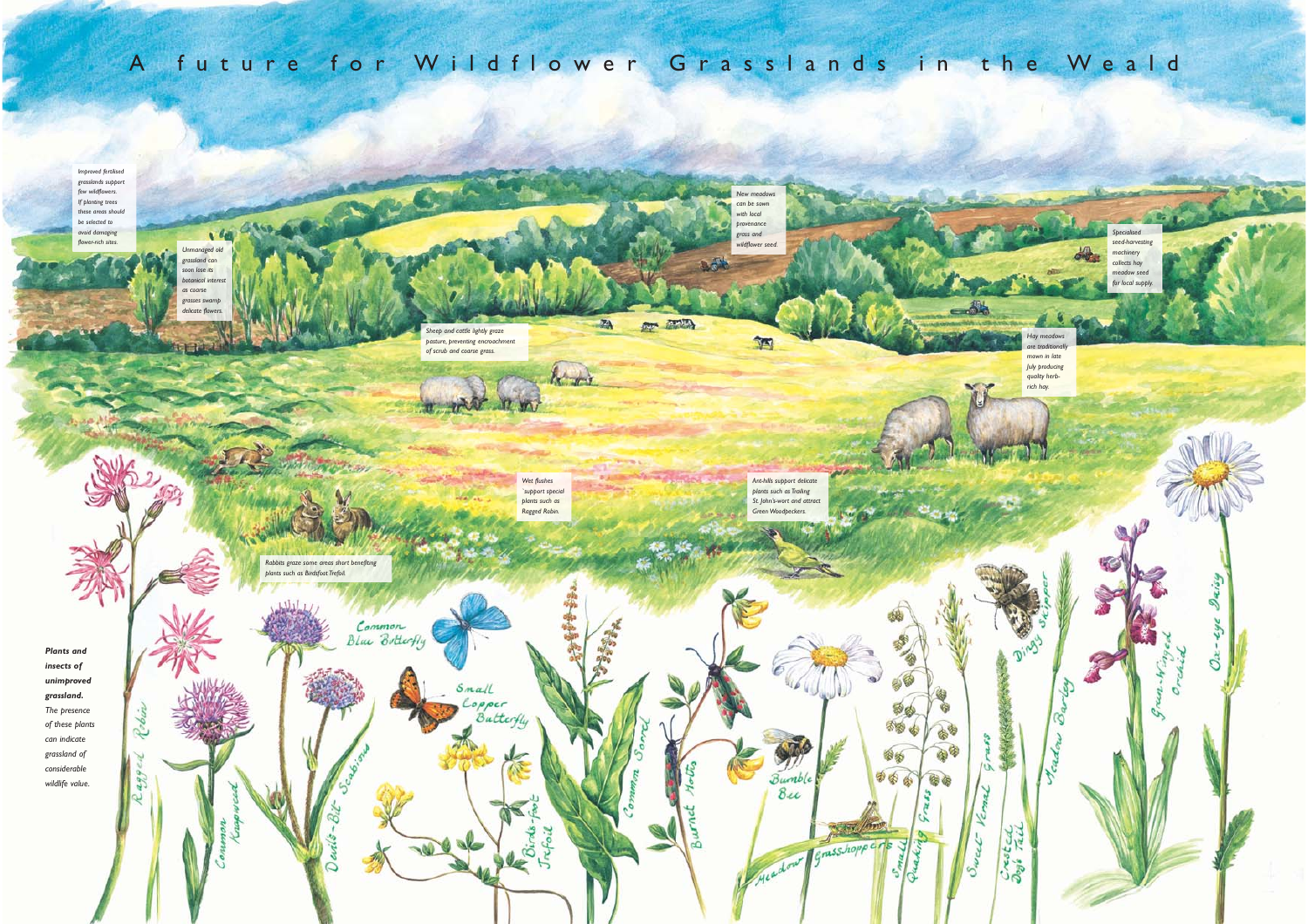# A future for Wildflower Grasslands in the Weald

Improved fertilised grasslands support few wildflowers. If planting trees these areas should be selected to avoid damaging flower-rich sites.

Unmanaged old grassland can soon lose its botanical interest as coarse grasses swamp delicate flowers.

New meadows can be sown with local provenance grass and wildflower seed.

Specialised seed-harvesting machinery collects hay meadow seed for local supply.

Sheep and cattle lightly graze pasture, preventing encroachment of scrub and coarse grass.

Hay meadows are traditionally mown in late July producing quality herb-rich hay.

Wet flushes support special plants such as Ragged Robin.

Ant-hills support delicate plants such as Trailing St. John's-wort and attract Green Woodpeckers.

Rabbits graze some areas short benefiting plants such as Birdsfoot Trefoil.

***Plants and insects of unimproved grassland.***

*The presence of these plants can indicate grassland of considerable wildlife value.*

Ragged Robin

Common Knapweed

Devils-Bit Scabious

Common Blue Butterfly

Small Copper Butterfly

Birds-foot Trefoil

Common Sorrel

Burnet Moths

Bumble Bee

Meadow Grasshoppers

Small Quaking Grass

Sweet Vernal Grass

Crested Dogs Tail

Meadow Barley

Dingy Skipper

Green-Winged Orchid

Ox-eye Daisy